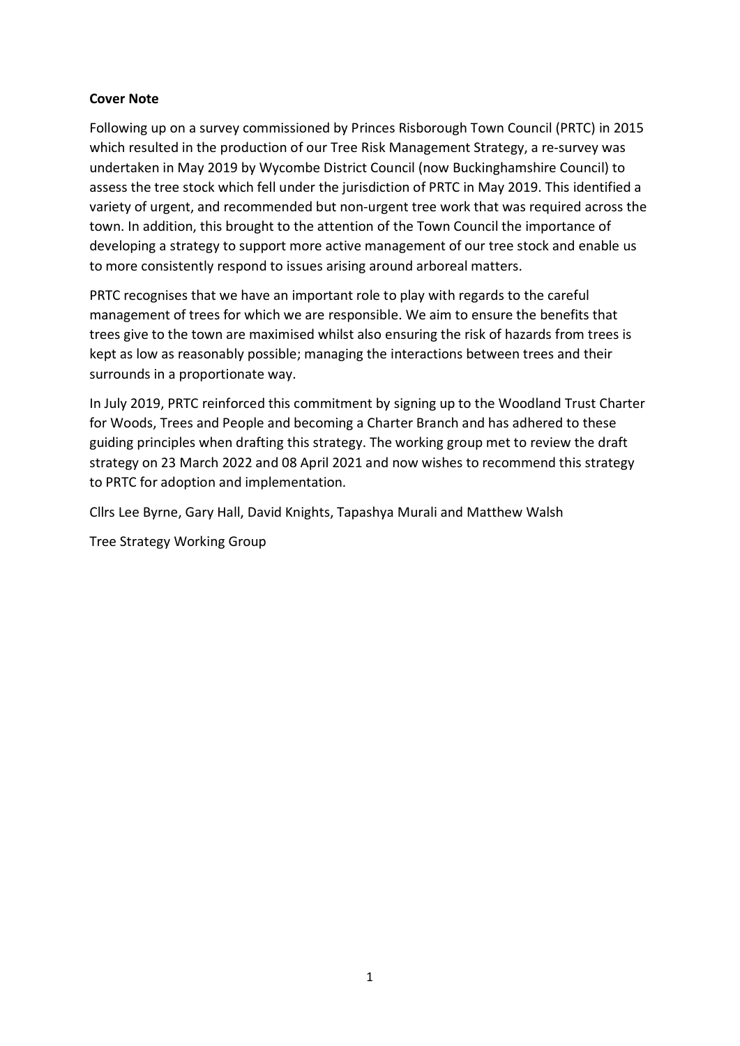**Cover Note**

Following up on a survey commissioned by Princes Risborough Town Council (PRTC) in 2015 which resulted in the production of our Tree Risk Management Strategy, a re-survey was undertaken in May 2019 by Wycombe District Council (now Buckinghamshire Council) to assess the tree stock which fell under the jurisdiction of PRTC in May 2019. This identified a variety of urgent, and recommended but non-urgent tree work that was required across the town. In addition, this brought to the attention of the Town Council the importance of developing a strategy to support more active management of our tree stock and enable us to more consistently respond to issues arising around arboreal matters.

PRTC recognises that we have an important role to play with regards to the careful management of trees for which we are responsible. We aim to ensure the benefits that trees give to the town are maximised whilst also ensuring the risk of hazards from trees is kept as low as reasonably possible; managing the interactions between trees and their surrounds in a proportionate way.

In July 2019, PRTC reinforced this commitment by signing up to the Woodland Trust Charter for Woods, Trees and People and becoming a Charter Branch and has adhered to these guiding principles when drafting this strategy. The working group met to review the draft strategy on 23 March 2022 and 08 April 2021 and now wishes to recommend this strategy to PRTC for adoption and implementation.

Cllrs Lee Byrne, Gary Hall, David Knights, Tapashya Murali and Matthew Walsh

Tree Strategy Working Group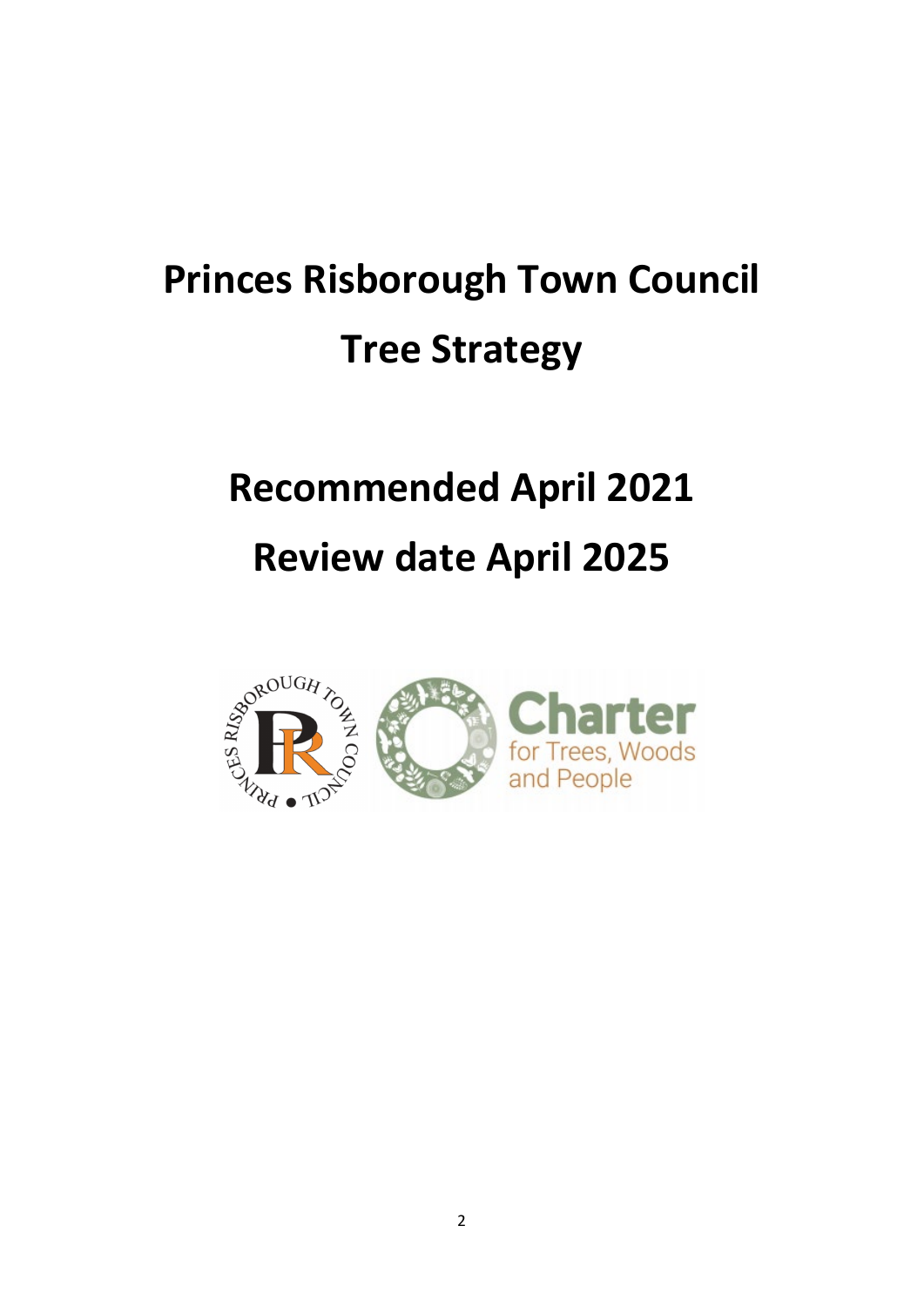# Princes Risborough Town Council

# Tree Strategy

## Recommended April 2021

## Review date April 2025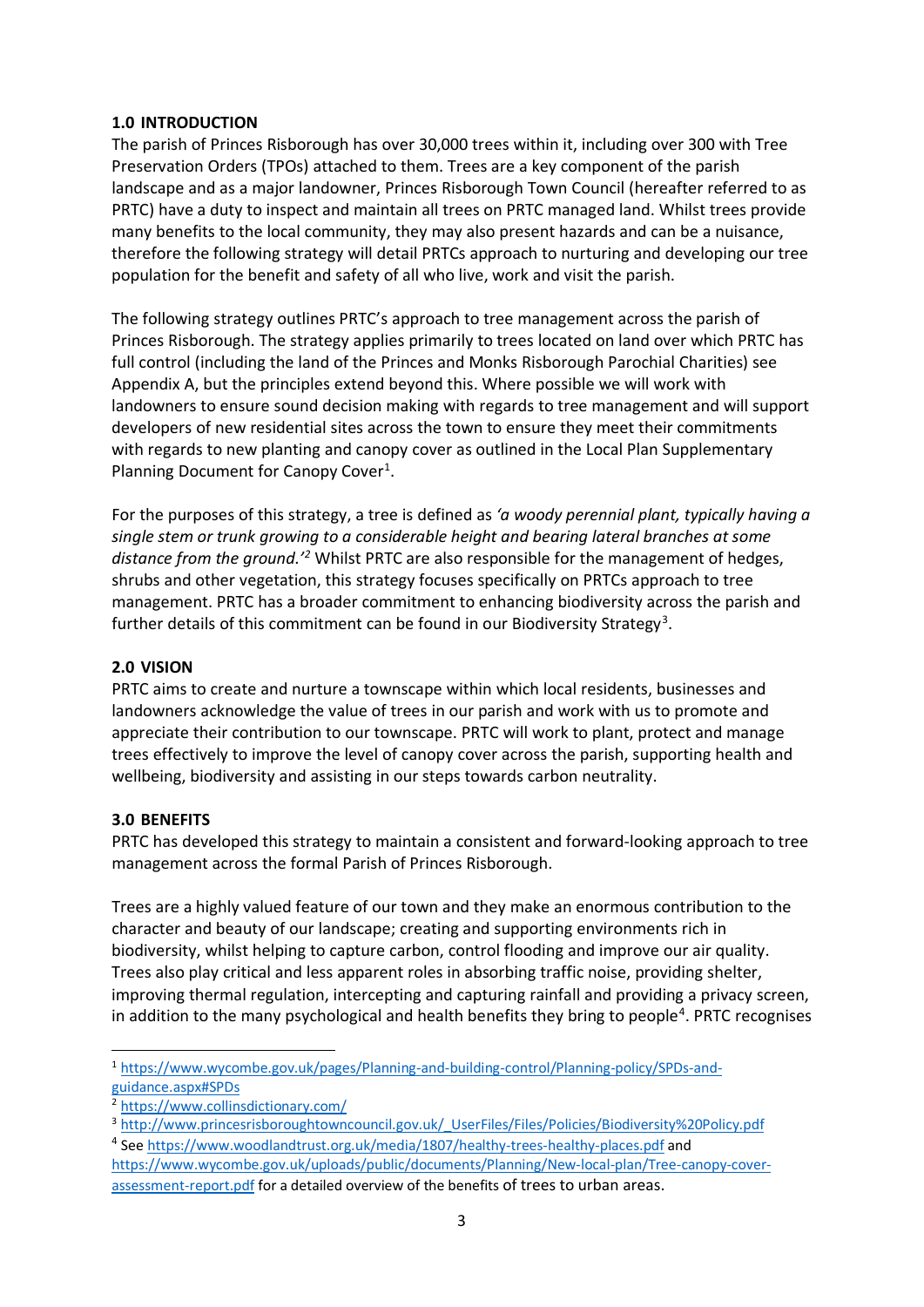## 1.0 INTRODUCTION

The parish of Princes Risborough has over 30,000 trees within it, including over 300 with Tree Preservation Orders (TPOs) attached to them. Trees are a key component of the parish landscape and as a major landowner, Princes Risborough Town Council (hereafter referred to as PRTC) have a duty to inspect and maintain all trees on PRTC managed land. Whilst trees provide many benefits to the local community, they may also present hazards and can be a nuisance, therefore the following strategy will detail PRTCs approach to nurturing and developing our tree population for the benefit and safety of all who live, work and visit the parish.

The following strategy outlines PRTC's approach to tree management across the parish of Princes Risborough. The strategy applies primarily to trees located on land over which PRTC has full control (including the land of the Princes and Monks Risborough Parochial Charities) see Appendix A, but the principles extend beyond this. Where possible we will work with landowners to ensure sound decision making with regards to tree management and will support developers of new residential sites across the town to ensure they meet their commitments with regards to new planting and canopy cover as outlined in the Local Plan Supplementary Planning Document for Canopy Cover[1].

For the purposes of this strategy, a tree is defined as *'a woody perennial plant, typically having a single stem or trunk growing to a considerable height and bearing lateral branches at some distance from the ground.'*[2] Whilst PRTC are also responsible for the management of hedges, shrubs and other vegetation, this strategy focuses specifically on PRTCs approach to tree management. PRTC has a broader commitment to enhancing biodiversity across the parish and further details of this commitment can be found in our Biodiversity Strategy[3].

## 2.0 VISION

PRTC aims to create and nurture a townscape within which local residents, businesses and landowners acknowledge the value of trees in our parish and work with us to promote and appreciate their contribution to our townscape. PRTC will work to plant, protect and manage trees effectively to improve the level of canopy cover across the parish, supporting health and wellbeing, biodiversity and assisting in our steps towards carbon neutrality.

## 3.0 BENEFITS

PRTC has developed this strategy to maintain a consistent and forward-looking approach to tree management across the formal Parish of Princes Risborough.

Trees are a highly valued feature of our town and they make an enormous contribution to the character and beauty of our landscape; creating and supporting environments rich in biodiversity, whilst helping to capture carbon, control flooding and improve our air quality. Trees also play critical and less apparent roles in absorbing traffic noise, providing shelter, improving thermal regulation, intercepting and capturing rainfall and providing a privacy screen, in addition to the many psychological and health benefits they bring to people[4]. PRTC recognises

---

[1] https://www.wycombe.gov.uk/pages/Planning-and-building-control/Planning-policy/SPDs-and-guidance.aspx#SPDs

[2] https://www.collinsdictionary.com/

[3] http://www.princesrisboroughtowncouncil.gov.uk/_UserFiles/Files/Policies/Biodiversity%20Policy.pdf

[4] See https://www.woodlandtrust.org.uk/media/1807/healthy-trees-healthy-places.pdf and https://www.wycombe.gov.uk/uploads/public/documents/Planning/New-local-plan/Tree-canopy-cover-assessment-report.pdf for a detailed overview of the benefits of trees to urban areas.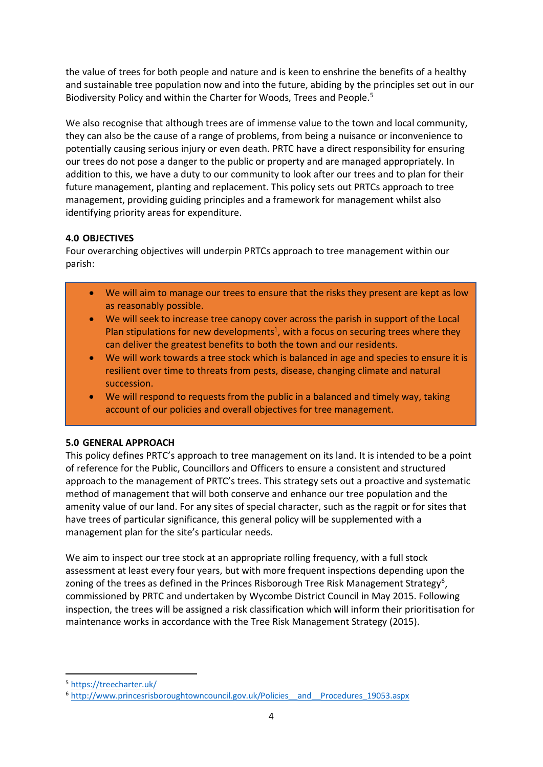the value of trees for both people and nature and is keen to enshrine the benefits of a healthy and sustainable tree population now and into the future, abiding by the principles set out in our Biodiversity Policy and within the Charter for Woods, Trees and People.[5]

We also recognise that although trees are of immense value to the town and local community, they can also be the cause of a range of problems, from being a nuisance or inconvenience to potentially causing serious injury or even death. PRTC have a direct responsibility for ensuring our trees do not pose a danger to the public or property and are managed appropriately. In addition to this, we have a duty to our community to look after our trees and to plan for their future management, planting and replacement. This policy sets out PRTCs approach to tree management, providing guiding principles and a framework for management whilst also identifying priority areas for expenditure.

## 4.0 OBJECTIVES

Four overarching objectives will underpin PRTCs approach to tree management within our parish:

- We will aim to manage our trees to ensure that the risks they present are kept as low as reasonably possible.
- We will seek to increase tree canopy cover across the parish in support of the Local Plan stipulations for new developments[1], with a focus on securing trees where they can deliver the greatest benefits to both the town and our residents.
- We will work towards a tree stock which is balanced in age and species to ensure it is resilient over time to threats from pests, disease, changing climate and natural succession.
- We will respond to requests from the public in a balanced and timely way, taking account of our policies and overall objectives for tree management.

## 5.0 GENERAL APPROACH

This policy defines PRTC's approach to tree management on its land. It is intended to be a point of reference for the Public, Councillors and Officers to ensure a consistent and structured approach to the management of PRTC's trees. This strategy sets out a proactive and systematic method of management that will both conserve and enhance our tree population and the amenity value of our land. For any sites of special character, such as the ragpit or for sites that have trees of particular significance, this general policy will be supplemented with a management plan for the site's particular needs.

We aim to inspect our tree stock at an appropriate rolling frequency, with a full stock assessment at least every four years, but with more frequent inspections depending upon the zoning of the trees as defined in the Princes Risborough Tree Risk Management Strategy[6], commissioned by PRTC and undertaken by Wycombe District Council in May 2015. Following inspection, the trees will be assigned a risk classification which will inform their prioritisation for maintenance works in accordance with the Tree Risk Management Strategy (2015).

---

[5] https://treecharter.uk/

[6] http://www.princesrisboroughtowncouncil.gov.uk/Policies__and__Procedures_19053.aspx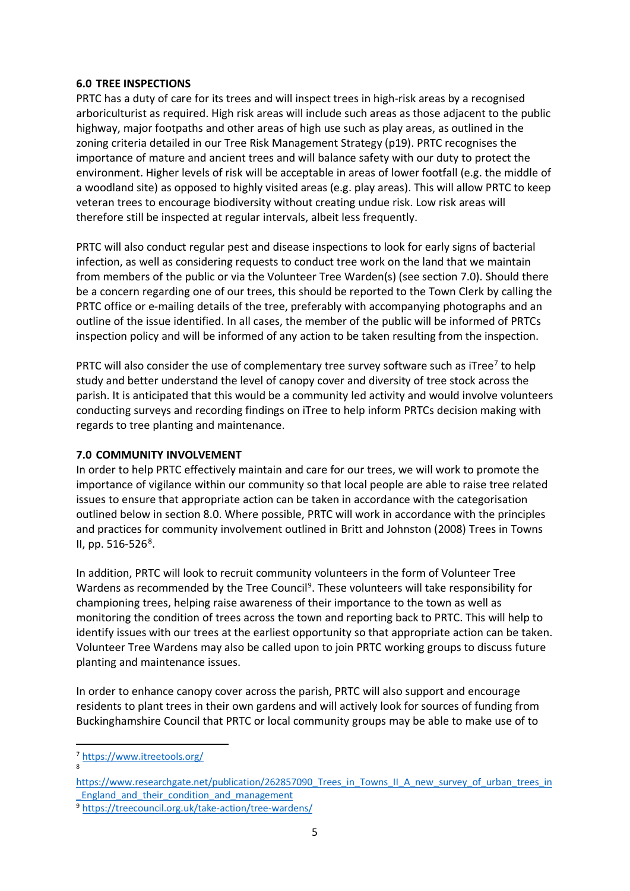## 6.0 TREE INSPECTIONS

PRTC has a duty of care for its trees and will inspect trees in high-risk areas by a recognised arboriculturist as required. High risk areas will include such areas as those adjacent to the public highway, major footpaths and other areas of high use such as play areas, as outlined in the zoning criteria detailed in our Tree Risk Management Strategy (p19). PRTC recognises the importance of mature and ancient trees and will balance safety with our duty to protect the environment. Higher levels of risk will be acceptable in areas of lower footfall (e.g. the middle of a woodland site) as opposed to highly visited areas (e.g. play areas). This will allow PRTC to keep veteran trees to encourage biodiversity without creating undue risk. Low risk areas will therefore still be inspected at regular intervals, albeit less frequently.

PRTC will also conduct regular pest and disease inspections to look for early signs of bacterial infection, as well as considering requests to conduct tree work on the land that we maintain from members of the public or via the Volunteer Tree Warden(s) (see section 7.0). Should there be a concern regarding one of our trees, this should be reported to the Town Clerk by calling the PRTC office or e-mailing details of the tree, preferably with accompanying photographs and an outline of the issue identified. In all cases, the member of the public will be informed of PRTCs inspection policy and will be informed of any action to be taken resulting from the inspection.

PRTC will also consider the use of complementary tree survey software such as iTree[7] to help study and better understand the level of canopy cover and diversity of tree stock across the parish. It is anticipated that this would be a community led activity and would involve volunteers conducting surveys and recording findings on iTree to help inform PRTCs decision making with regards to tree planting and maintenance.

## 7.0 COMMUNITY INVOLVEMENT

In order to help PRTC effectively maintain and care for our trees, we will work to promote the importance of vigilance within our community so that local people are able to raise tree related issues to ensure that appropriate action can be taken in accordance with the categorisation outlined below in section 8.0. Where possible, PRTC will work in accordance with the principles and practices for community involvement outlined in Britt and Johnston (2008) Trees in Towns II, pp. 516-526[8].

In addition, PRTC will look to recruit community volunteers in the form of Volunteer Tree Wardens as recommended by the Tree Council[9]. These volunteers will take responsibility for championing trees, helping raise awareness of their importance to the town as well as monitoring the condition of trees across the town and reporting back to PRTC. This will help to identify issues with our trees at the earliest opportunity so that appropriate action can be taken. Volunteer Tree Wardens may also be called upon to join PRTC working groups to discuss future planting and maintenance issues.

In order to enhance canopy cover across the parish, PRTC will also support and encourage residents to plant trees in their own gardens and will actively look for sources of funding from Buckinghamshire Council that PRTC or local community groups may be able to make use of to

---

[7] https://www.itreetools.org/

[8] https://www.researchgate.net/publication/262857090_Trees_in_Towns_II_A_new_survey_of_urban_trees_in_England_and_their_condition_and_management

[9] https://treecouncil.org.uk/take-action/tree-wardens/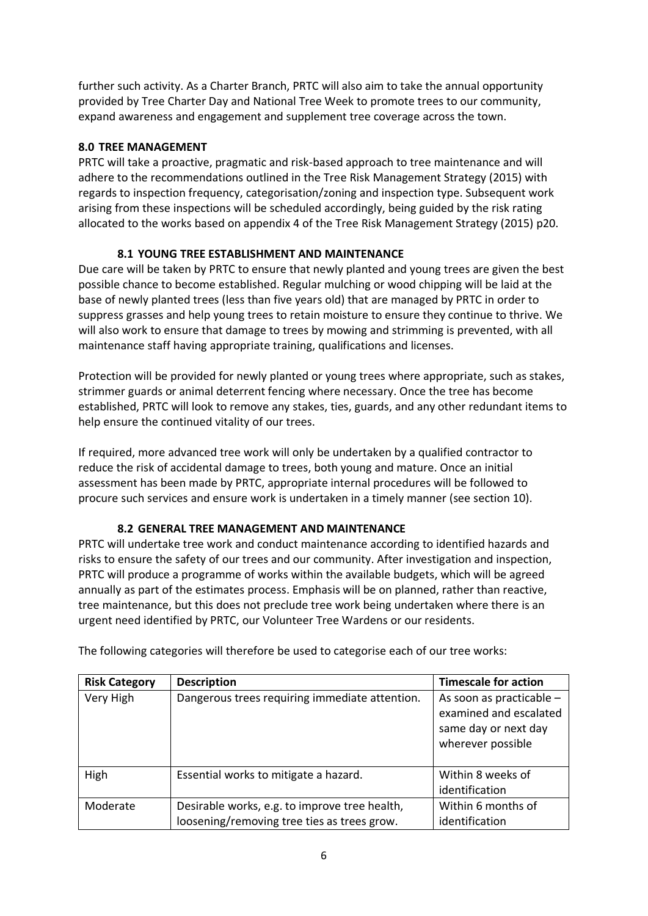further such activity. As a Charter Branch, PRTC will also aim to take the annual opportunity provided by Tree Charter Day and National Tree Week to promote trees to our community, expand awareness and engagement and supplement tree coverage across the town.

## 8.0 TREE MANAGEMENT

PRTC will take a proactive, pragmatic and risk-based approach to tree maintenance and will adhere to the recommendations outlined in the Tree Risk Management Strategy (2015) with regards to inspection frequency, categorisation/zoning and inspection type. Subsequent work arising from these inspections will be scheduled accordingly, being guided by the risk rating allocated to the works based on appendix 4 of the Tree Risk Management Strategy (2015) p20.

### 8.1 YOUNG TREE ESTABLISHMENT AND MAINTENANCE

Due care will be taken by PRTC to ensure that newly planted and young trees are given the best possible chance to become established. Regular mulching or wood chipping will be laid at the base of newly planted trees (less than five years old) that are managed by PRTC in order to suppress grasses and help young trees to retain moisture to ensure they continue to thrive. We will also work to ensure that damage to trees by mowing and strimming is prevented, with all maintenance staff having appropriate training, qualifications and licenses.

Protection will be provided for newly planted or young trees where appropriate, such as stakes, strimmer guards or animal deterrent fencing where necessary. Once the tree has become established, PRTC will look to remove any stakes, ties, guards, and any other redundant items to help ensure the continued vitality of our trees.

If required, more advanced tree work will only be undertaken by a qualified contractor to reduce the risk of accidental damage to trees, both young and mature. Once an initial assessment has been made by PRTC, appropriate internal procedures will be followed to procure such services and ensure work is undertaken in a timely manner (see section 10).

### 8.2 GENERAL TREE MANAGEMENT AND MAINTENANCE

PRTC will undertake tree work and conduct maintenance according to identified hazards and risks to ensure the safety of our trees and our community. After investigation and inspection, PRTC will produce a programme of works within the available budgets, which will be agreed annually as part of the estimates process. Emphasis will be on planned, rather than reactive, tree maintenance, but this does not preclude tree work being undertaken where there is an urgent need identified by PRTC, our Volunteer Tree Wardens or our residents.

The following categories will therefore be used to categorise each of our tree works:

| Risk Category | Description | Timescale for action |
|---|---|---|
| Very High | Dangerous trees requiring immediate attention. | As soon as practicable – examined and escalated same day or next day wherever possible |
| High | Essential works to mitigate a hazard. | Within 8 weeks of identification |
| Moderate | Desirable works, e.g. to improve tree health, loosening/removing tree ties as trees grow. | Within 6 months of identification |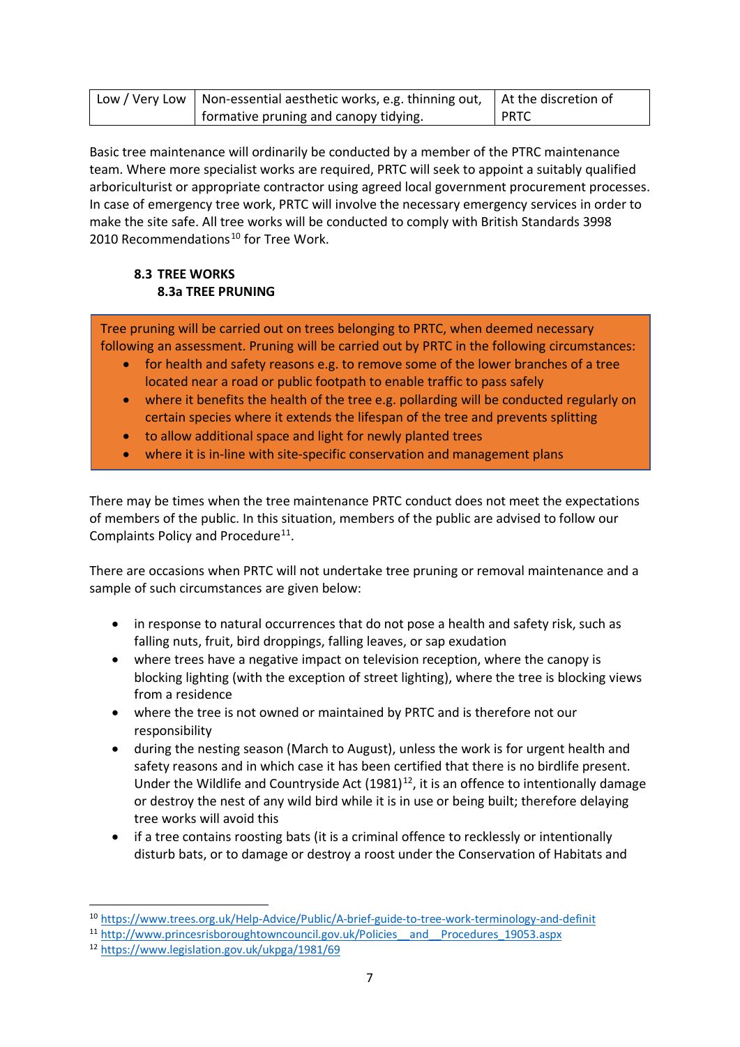| Low / Very Low | Non-essential aesthetic works, e.g. thinning out, formative pruning and canopy tidying. | At the discretion of PRTC |
|---|---|---|

Basic tree maintenance will ordinarily be conducted by a member of the PTRC maintenance team. Where more specialist works are required, PRTC will seek to appoint a suitably qualified arboriculturist or appropriate contractor using agreed local government procurement processes. In case of emergency tree work, PRTC will involve the necessary emergency services in order to make the site safe. All tree works will be conducted to comply with British Standards 3998 2010 Recommendations[10] for Tree Work.

### 8.3 TREE WORKS

#### 8.3a TREE PRUNING

Tree pruning will be carried out on trees belonging to PRTC, when deemed necessary following an assessment. Pruning will be carried out by PRTC in the following circumstances:

- for health and safety reasons e.g. to remove some of the lower branches of a tree located near a road or public footpath to enable traffic to pass safely
- where it benefits the health of the tree e.g. pollarding will be conducted regularly on certain species where it extends the lifespan of the tree and prevents splitting
- to allow additional space and light for newly planted trees
- where it is in-line with site-specific conservation and management plans

There may be times when the tree maintenance PRTC conduct does not meet the expectations of members of the public. In this situation, members of the public are advised to follow our Complaints Policy and Procedure[11].

There are occasions when PRTC will not undertake tree pruning or removal maintenance and a sample of such circumstances are given below:

- in response to natural occurrences that do not pose a health and safety risk, such as falling nuts, fruit, bird droppings, falling leaves, or sap exudation
- where trees have a negative impact on television reception, where the canopy is blocking lighting (with the exception of street lighting), where the tree is blocking views from a residence
- where the tree is not owned or maintained by PRTC and is therefore not our responsibility
- during the nesting season (March to August), unless the work is for urgent health and safety reasons and in which case it has been certified that there is no birdlife present. Under the Wildlife and Countryside Act (1981)[12], it is an offence to intentionally damage or destroy the nest of any wild bird while it is in use or being built; therefore delaying tree works will avoid this
- if a tree contains roosting bats (it is a criminal offence to recklessly or intentionally disturb bats, or to damage or destroy a roost under the Conservation of Habitats and

---

[10] https://www.trees.org.uk/Help-Advice/Public/A-brief-guide-to-tree-work-terminology-and-definit

[11] http://www.princesrisboroughtowncouncil.gov.uk/Policies__and__Procedures_19053.aspx

[12] https://www.legislation.gov.uk/ukpga/1981/69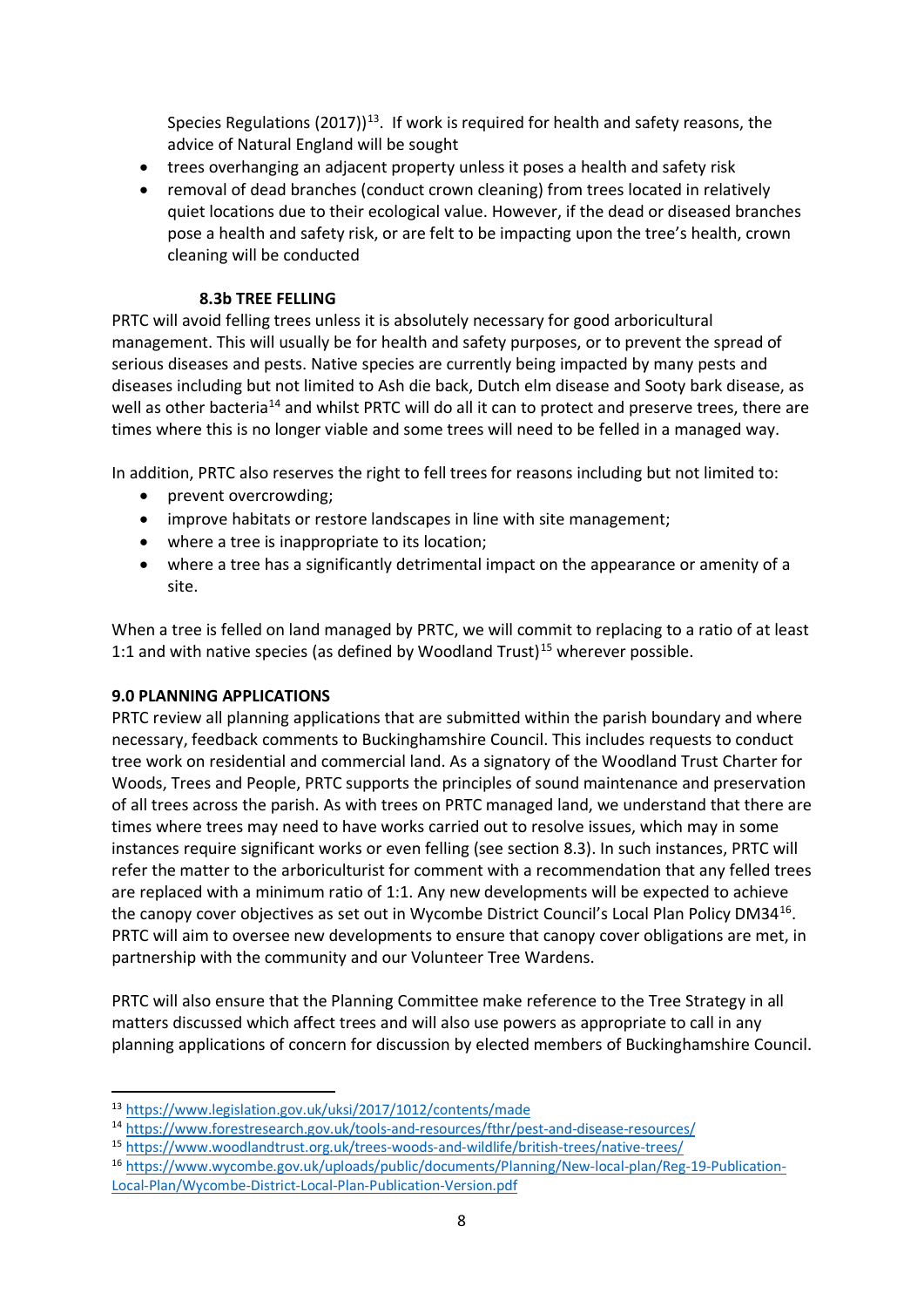Species Regulations (2017))[13]. If work is required for health and safety reasons, the advice of Natural England will be sought

- trees overhanging an adjacent property unless it poses a health and safety risk
- removal of dead branches (conduct crown cleaning) from trees located in relatively quiet locations due to their ecological value. However, if the dead or diseased branches pose a health and safety risk, or are felt to be impacting upon the tree's health, crown cleaning will be conducted

### 8.3b TREE FELLING

PRTC will avoid felling trees unless it is absolutely necessary for good arboricultural management. This will usually be for health and safety purposes, or to prevent the spread of serious diseases and pests. Native species are currently being impacted by many pests and diseases including but not limited to Ash die back, Dutch elm disease and Sooty bark disease, as well as other bacteria[14] and whilst PRTC will do all it can to protect and preserve trees, there are times where this is no longer viable and some trees will need to be felled in a managed way.

In addition, PRTC also reserves the right to fell trees for reasons including but not limited to:

- prevent overcrowding;
- improve habitats or restore landscapes in line with site management;
- where a tree is inappropriate to its location;
- where a tree has a significantly detrimental impact on the appearance or amenity of a site.

When a tree is felled on land managed by PRTC, we will commit to replacing to a ratio of at least 1:1 and with native species (as defined by Woodland Trust)[15] wherever possible.

## 9.0 PLANNING APPLICATIONS

PRTC review all planning applications that are submitted within the parish boundary and where necessary, feedback comments to Buckinghamshire Council. This includes requests to conduct tree work on residential and commercial land. As a signatory of the Woodland Trust Charter for Woods, Trees and People, PRTC supports the principles of sound maintenance and preservation of all trees across the parish. As with trees on PRTC managed land, we understand that there are times where trees may need to have works carried out to resolve issues, which may in some instances require significant works or even felling (see section 8.3). In such instances, PRTC will refer the matter to the arboriculturist for comment with a recommendation that any felled trees are replaced with a minimum ratio of 1:1. Any new developments will be expected to achieve the canopy cover objectives as set out in Wycombe District Council's Local Plan Policy DM34[16]. PRTC will aim to oversee new developments to ensure that canopy cover obligations are met, in partnership with the community and our Volunteer Tree Wardens.

PRTC will also ensure that the Planning Committee make reference to the Tree Strategy in all matters discussed which affect trees and will also use powers as appropriate to call in any planning applications of concern for discussion by elected members of Buckinghamshire Council.

---

[13] https://www.legislation.gov.uk/uksi/2017/1012/contents/made

[14] https://www.forestresearch.gov.uk/tools-and-resources/fthr/pest-and-disease-resources/

[15] https://www.woodlandtrust.org.uk/trees-woods-and-wildlife/british-trees/native-trees/

[16] https://www.wycombe.gov.uk/uploads/public/documents/Planning/New-local-plan/Reg-19-Publication-Local-Plan/Wycombe-District-Local-Plan-Publication-Version.pdf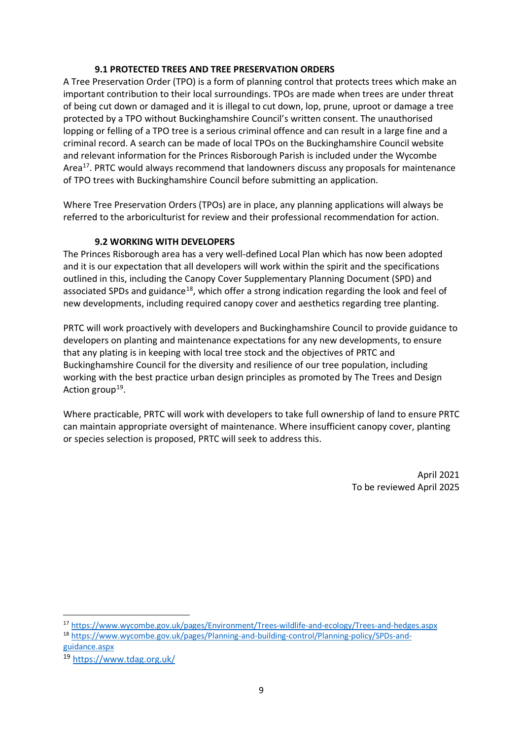### 9.1 PROTECTED TREES AND TREE PRESERVATION ORDERS

A Tree Preservation Order (TPO) is a form of planning control that protects trees which make an important contribution to their local surroundings. TPOs are made when trees are under threat of being cut down or damaged and it is illegal to cut down, lop, prune, uproot or damage a tree protected by a TPO without Buckinghamshire Council's written consent. The unauthorised lopping or felling of a TPO tree is a serious criminal offence and can result in a large fine and a criminal record. A search can be made of local TPOs on the Buckinghamshire Council website and relevant information for the Princes Risborough Parish is included under the Wycombe Area[17]. PRTC would always recommend that landowners discuss any proposals for maintenance of TPO trees with Buckinghamshire Council before submitting an application.

Where Tree Preservation Orders (TPOs) are in place, any planning applications will always be referred to the arboriculturist for review and their professional recommendation for action.

### 9.2 WORKING WITH DEVELOPERS

The Princes Risborough area has a very well-defined Local Plan which has now been adopted and it is our expectation that all developers will work within the spirit and the specifications outlined in this, including the Canopy Cover Supplementary Planning Document (SPD) and associated SPDs and guidance[18], which offer a strong indication regarding the look and feel of new developments, including required canopy cover and aesthetics regarding tree planting.

PRTC will work proactively with developers and Buckinghamshire Council to provide guidance to developers on planting and maintenance expectations for any new developments, to ensure that any plating is in keeping with local tree stock and the objectives of PRTC and Buckinghamshire Council for the diversity and resilience of our tree population, including working with the best practice urban design principles as promoted by The Trees and Design Action group[19].

Where practicable, PRTC will work with developers to take full ownership of land to ensure PRTC can maintain appropriate oversight of maintenance. Where insufficient canopy cover, planting or species selection is proposed, PRTC will seek to address this.

April 2021
To be reviewed April 2025

---

[17] https://www.wycombe.gov.uk/pages/Environment/Trees-wildlife-and-ecology/Trees-and-hedges.aspx

[18] https://www.wycombe.gov.uk/pages/Planning-and-building-control/Planning-policy/SPDs-and-guidance.aspx

[19] https://www.tdag.org.uk/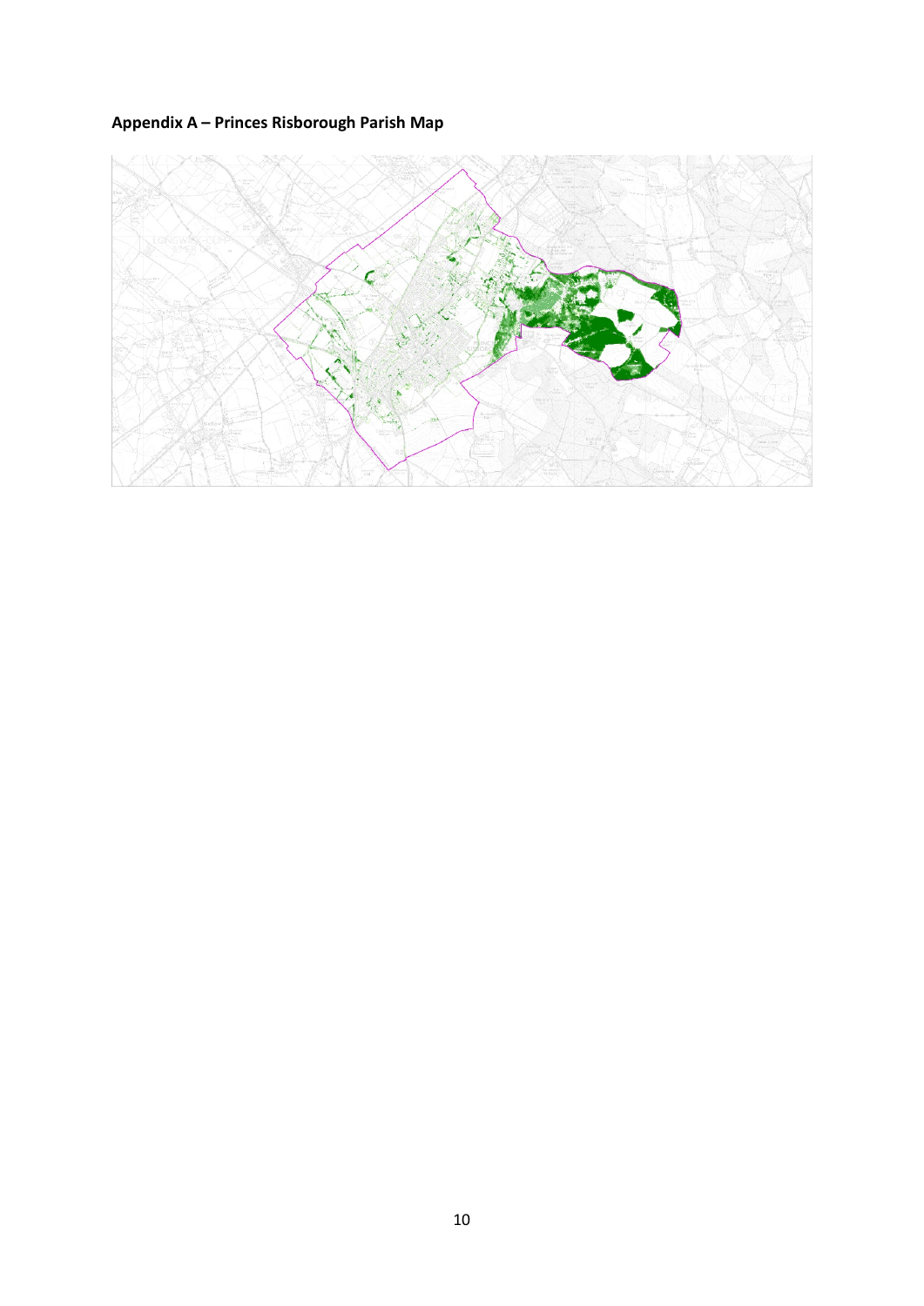**Appendix A – Princes Risborough Parish Map**